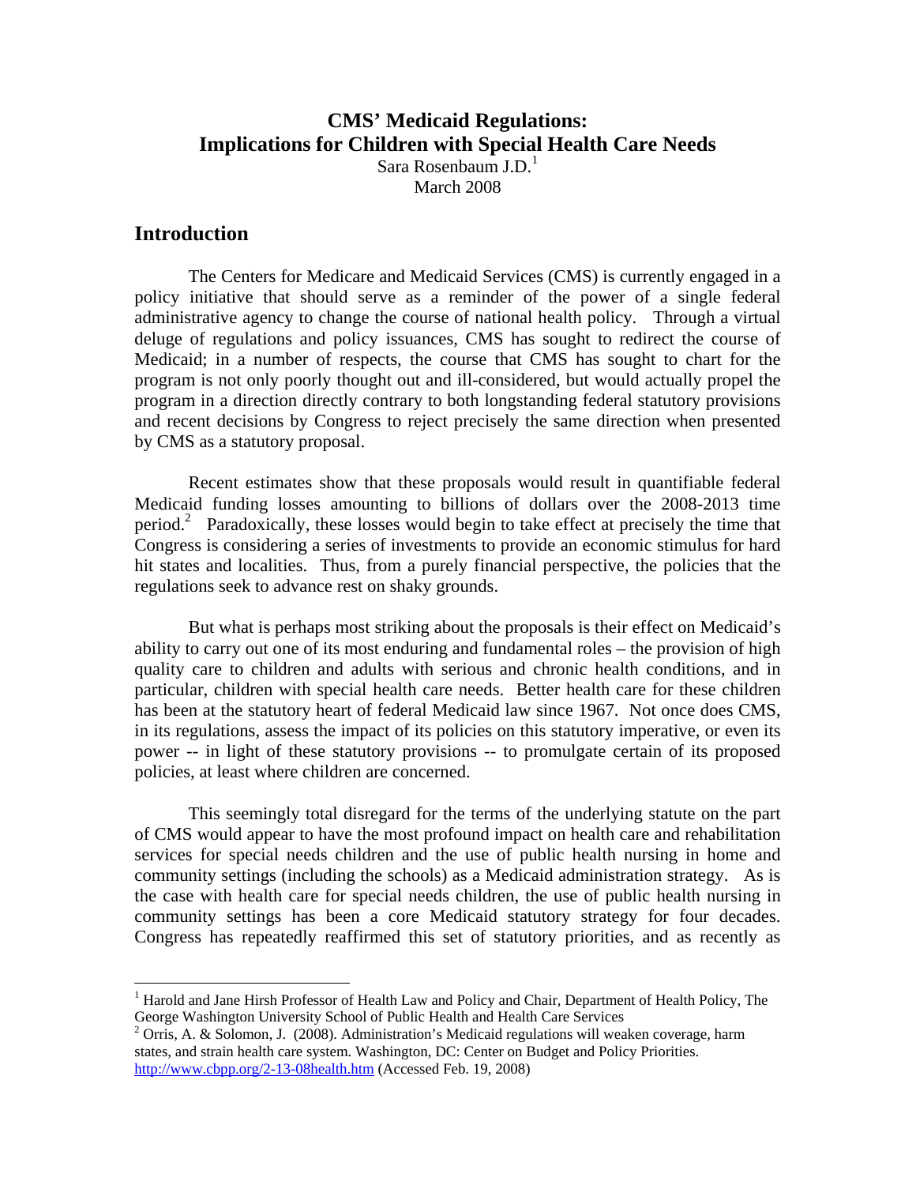# CMS' Medicaid Regulations: Implications for Children with Special Health Care Needs

Sara Rosenbaum J.D.[1]

March 2008

## Introduction

The Centers for Medicare and Medicaid Services (CMS) is currently engaged in a policy initiative that should serve as a reminder of the power of a single federal administrative agency to change the course of national health policy. Through a virtual deluge of regulations and policy issuances, CMS has sought to redirect the course of Medicaid; in a number of respects, the course that CMS has sought to chart for the program is not only poorly thought out and ill-considered, but would actually propel the program in a direction directly contrary to both longstanding federal statutory provisions and recent decisions by Congress to reject precisely the same direction when presented by CMS as a statutory proposal.

Recent estimates show that these proposals would result in quantifiable federal Medicaid funding losses amounting to billions of dollars over the 2008-2013 time period.[2] Paradoxically, these losses would begin to take effect at precisely the time that Congress is considering a series of investments to provide an economic stimulus for hard hit states and localities. Thus, from a purely financial perspective, the policies that the regulations seek to advance rest on shaky grounds.

But what is perhaps most striking about the proposals is their effect on Medicaid's ability to carry out one of its most enduring and fundamental roles – the provision of high quality care to children and adults with serious and chronic health conditions, and in particular, children with special health care needs. Better health care for these children has been at the statutory heart of federal Medicaid law since 1967. Not once does CMS, in its regulations, assess the impact of its policies on this statutory imperative, or even its power -- in light of these statutory provisions -- to promulgate certain of its proposed policies, at least where children are concerned.

This seemingly total disregard for the terms of the underlying statute on the part of CMS would appear to have the most profound impact on health care and rehabilitation services for special needs children and the use of public health nursing in home and community settings (including the schools) as a Medicaid administration strategy. As is the case with health care for special needs children, the use of public health nursing in community settings has been a core Medicaid statutory strategy for four decades. Congress has repeatedly reaffirmed this set of statutory priorities, and as recently as

---

[1] Harold and Jane Hirsh Professor of Health Law and Policy and Chair, Department of Health Policy, The George Washington University School of Public Health and Health Care Services

[2] Orris, A. & Solomon, J. (2008). Administration's Medicaid regulations will weaken coverage, harm states, and strain health care system. Washington, DC: Center on Budget and Policy Priorities. http://www.cbpp.org/2-13-08health.htm (Accessed Feb. 19, 2008)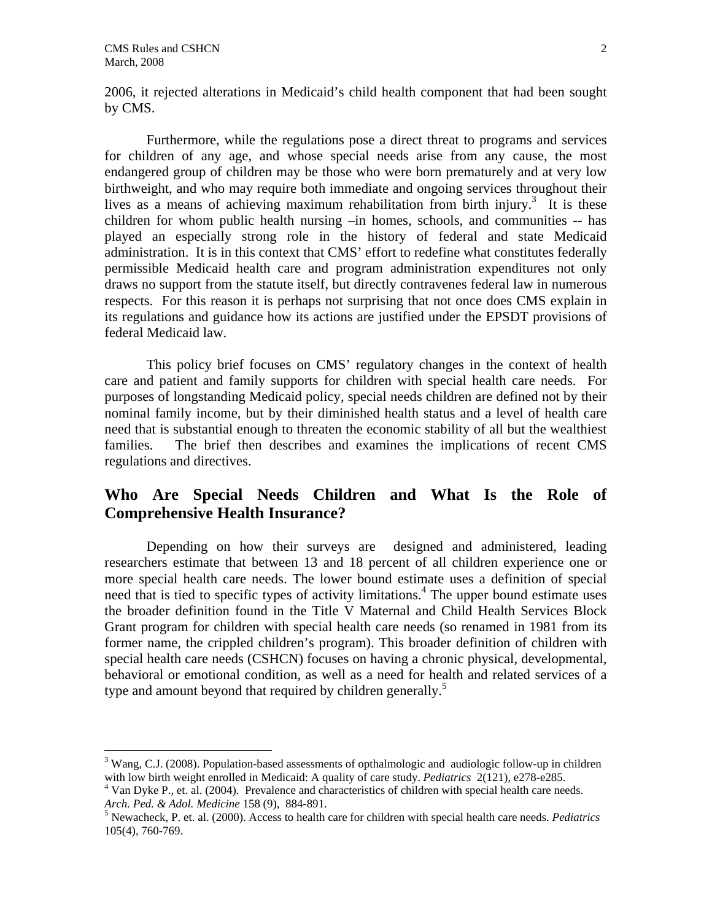2006, it rejected alterations in Medicaid's child health component that had been sought by CMS.

Furthermore, while the regulations pose a direct threat to programs and services for children of any age, and whose special needs arise from any cause, the most endangered group of children may be those who were born prematurely and at very low birthweight, and who may require both immediate and ongoing services throughout their lives as a means of achieving maximum rehabilitation from birth injury.[3] It is these children for whom public health nursing –in homes, schools, and communities -- has played an especially strong role in the history of federal and state Medicaid administration. It is in this context that CMS' effort to redefine what constitutes federally permissible Medicaid health care and program administration expenditures not only draws no support from the statute itself, but directly contravenes federal law in numerous respects. For this reason it is perhaps not surprising that not once does CMS explain in its regulations and guidance how its actions are justified under the EPSDT provisions of federal Medicaid law.

This policy brief focuses on CMS' regulatory changes in the context of health care and patient and family supports for children with special health care needs. For purposes of longstanding Medicaid policy, special needs children are defined not by their nominal family income, but by their diminished health status and a level of health care need that is substantial enough to threaten the economic stability of all but the wealthiest families. The brief then describes and examines the implications of recent CMS regulations and directives.

## Who Are Special Needs Children and What Is the Role of Comprehensive Health Insurance?

Depending on how their surveys are designed and administered, leading researchers estimate that between 13 and 18 percent of all children experience one or more special health care needs. The lower bound estimate uses a definition of special need that is tied to specific types of activity limitations.[4] The upper bound estimate uses the broader definition found in the Title V Maternal and Child Health Services Block Grant program for children with special health care needs (so renamed in 1981 from its former name, the crippled children's program). This broader definition of children with special health care needs (CSHCN) focuses on having a chronic physical, developmental, behavioral or emotional condition, as well as a need for health and related services of a type and amount beyond that required by children generally.[5]

---

[3] Wang, C.J. (2008). Population-based assessments of opthalmologic and audiologic follow-up in children with low birth weight enrolled in Medicaid: A quality of care study. *Pediatrics* 2(121), e278-e285.

[4] Van Dyke P., et. al. (2004). Prevalence and characteristics of children with special health care needs. *Arch. Ped. & Adol. Medicine* 158 (9), 884-891.

[5] Newacheck, P. et. al. (2000). Access to health care for children with special health care needs. *Pediatrics* 105(4), 760-769.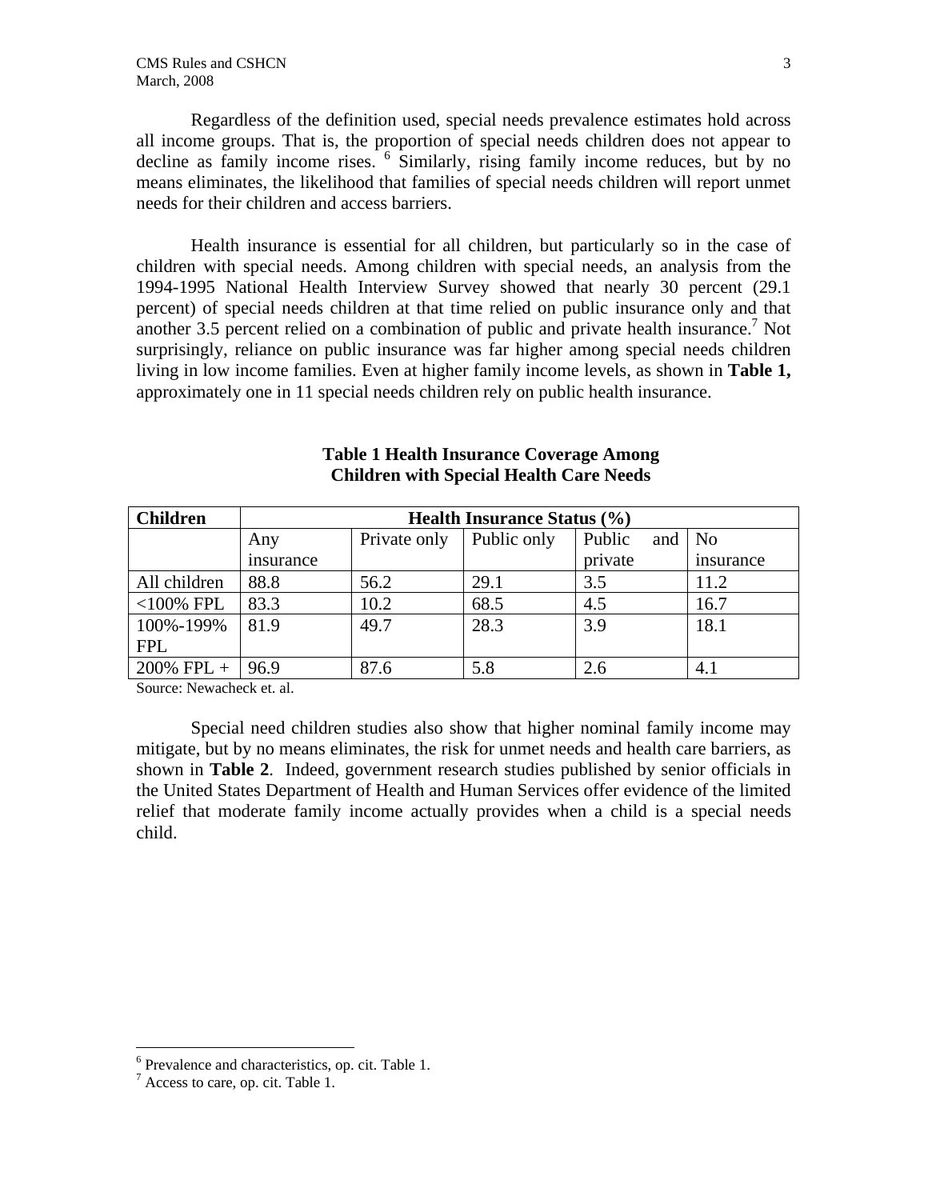Regardless of the definition used, special needs prevalence estimates hold across all income groups. That is, the proportion of special needs children does not appear to decline as family income rises. [6] Similarly, rising family income reduces, but by no means eliminates, the likelihood that families of special needs children will report unmet needs for their children and access barriers.

Health insurance is essential for all children, but particularly so in the case of children with special needs. Among children with special needs, an analysis from the 1994-1995 National Health Interview Survey showed that nearly 30 percent (29.1 percent) of special needs children at that time relied on public insurance only and that another 3.5 percent relied on a combination of public and private health insurance.[7] Not surprisingly, reliance on public insurance was far higher among special needs children living in low income families. Even at higher family income levels, as shown in **Table 1,** approximately one in 11 special needs children rely on public health insurance.

**Table 1 Health Insurance Coverage Among Children with Special Health Care Needs**

| Children | Health Insurance Status (%) | | | | |
|---|---|---|---|---|---|
| | Any insurance | Private only | Public only | Public and private | No insurance |
| All children | 88.8 | 56.2 | 29.1 | 3.5 | 11.2 |
| <100% FPL | 83.3 | 10.2 | 68.5 | 4.5 | 16.7 |
| 100%-199% FPL | 81.9 | 49.7 | 28.3 | 3.9 | 18.1 |
| 200% FPL + | 96.9 | 87.6 | 5.8 | 2.6 | 4.1 |

Source: Newacheck et. al.

Special need children studies also show that higher nominal family income may mitigate, but by no means eliminates, the risk for unmet needs and health care barriers, as shown in **Table 2**. Indeed, government research studies published by senior officials in the United States Department of Health and Human Services offer evidence of the limited relief that moderate family income actually provides when a child is a special needs child.

[6] Prevalence and characteristics, op. cit. Table 1.

[7] Access to care, op. cit. Table 1.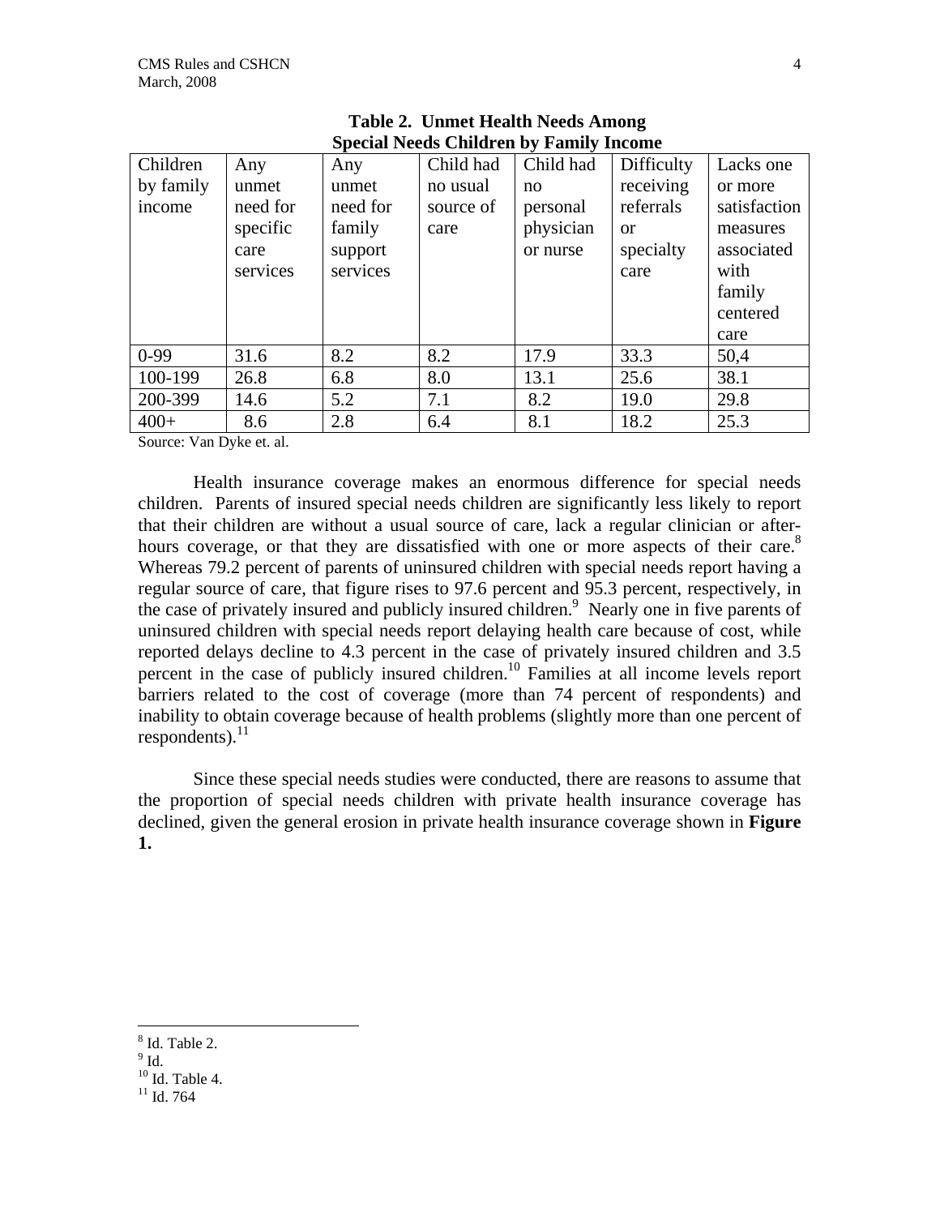**Table 2. Unmet Health Needs Among Special Needs Children by Family Income**

| Children by family income | Any unmet need for specific care services | Any unmet need for family support services | Child had no usual source of care | Child had no personal physician or nurse | Difficulty receiving referrals or specialty care | Lacks one or more satisfaction measures associated with family centered care |
|---|---|---|---|---|---|---|
| 0-99 | 31.6 | 8.2 | 8.2 | 17.9 | 33.3 | 50,4 |
| 100-199 | 26.8 | 6.8 | 8.0 | 13.1 | 25.6 | 38.1 |
| 200-399 | 14.6 | 5.2 | 7.1 | 8.2 | 19.0 | 29.8 |
| 400+ | 8.6 | 2.8 | 6.4 | 8.1 | 18.2 | 25.3 |

Source: Van Dyke et. al.

Health insurance coverage makes an enormous difference for special needs children. Parents of insured special needs children are significantly less likely to report that their children are without a usual source of care, lack a regular clinician or after-hours coverage, or that they are dissatisfied with one or more aspects of their care.[8] Whereas 79.2 percent of parents of uninsured children with special needs report having a regular source of care, that figure rises to 97.6 percent and 95.3 percent, respectively, in the case of privately insured and publicly insured children.[9] Nearly one in five parents of uninsured children with special needs report delaying health care because of cost, while reported delays decline to 4.3 percent in the case of privately insured children and 3.5 percent in the case of publicly insured children.[10] Families at all income levels report barriers related to the cost of coverage (more than 74 percent of respondents) and inability to obtain coverage because of health problems (slightly more than one percent of respondents).[11]

Since these special needs studies were conducted, there are reasons to assume that the proportion of special needs children with private health insurance coverage has declined, given the general erosion in private health insurance coverage shown in **Figure 1.**

---

[8] Id. Table 2.
[9] Id.
[10] Id. Table 4.
[11] Id. 764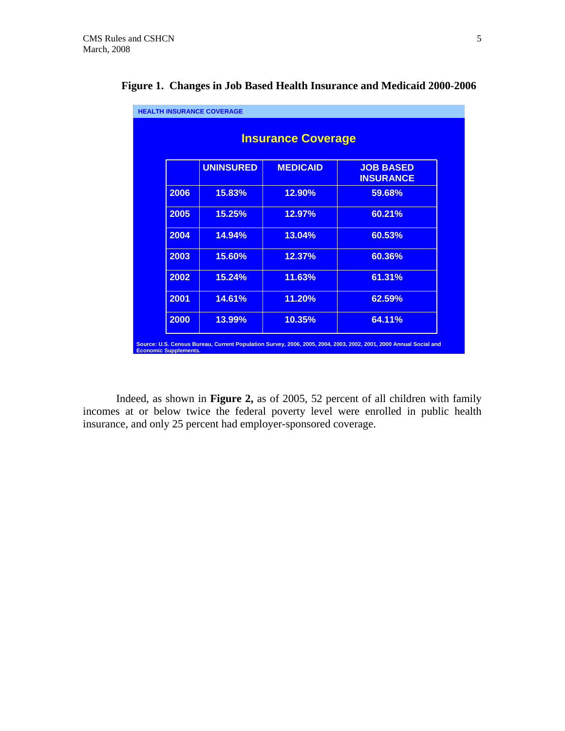**Figure 1. Changes in Job Based Health Insurance and Medicaid 2000-2006**

HEALTH INSURANCE COVERAGE

**Insurance Coverage**

| | UNINSURED | MEDICAID | JOB BASED INSURANCE |
|---|---|---|---|
| 2006 | 15.83% | 12.90% | 59.68% |
| 2005 | 15.25% | 12.97% | 60.21% |
| 2004 | 14.94% | 13.04% | 60.53% |
| 2003 | 15.60% | 12.37% | 60.36% |
| 2002 | 15.24% | 11.63% | 61.31% |
| 2001 | 14.61% | 11.20% | 62.59% |
| 2000 | 13.99% | 10.35% | 64.11% |

Source: U.S. Census Bureau, Current Population Survey, 2006, 2005, 2004, 2003, 2002, 2001, 2000 Annual Social and Economic Supplements.

Indeed, as shown in **Figure 2,** as of 2005, 52 percent of all children with family incomes at or below twice the federal poverty level were enrolled in public health insurance, and only 25 percent had employer-sponsored coverage.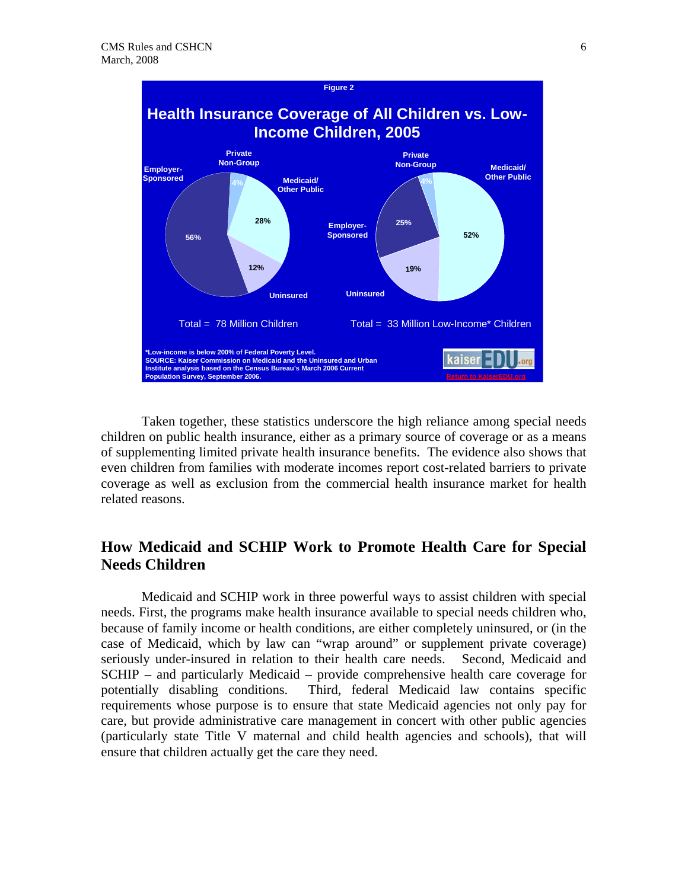Figure 2

**Health Insurance Coverage of All Children vs. Low-Income Children, 2005**

| Coverage | All Children | Low-Income* Children |
|---|---|---|
| Employer-Sponsored | 56% | 25% |
| Private Non-Group | 4% | 4% |
| Medicaid/ Other Public | 28% | 52% |
| Uninsured | 12% | 19% |
| Total | 78 Million Children | 33 Million Low-Income* Children |

*Low-income is below 200% of Federal Poverty Level.
SOURCE: Kaiser Commission on Medicaid and the Uninsured and Urban Institute analysis based on the Census Bureau's March 2006 Current Population Survey, September 2006.

Taken together, these statistics underscore the high reliance among special needs children on public health insurance, either as a primary source of coverage or as a means of supplementing limited private health insurance benefits. The evidence also shows that even children from families with moderate incomes report cost-related barriers to private coverage as well as exclusion from the commercial health insurance market for health related reasons.

## How Medicaid and SCHIP Work to Promote Health Care for Special Needs Children

Medicaid and SCHIP work in three powerful ways to assist children with special needs. First, the programs make health insurance available to special needs children who, because of family income or health conditions, are either completely uninsured, or (in the case of Medicaid, which by law can "wrap around" or supplement private coverage) seriously under-insured in relation to their health care needs. Second, Medicaid and SCHIP – and particularly Medicaid – provide comprehensive health care coverage for potentially disabling conditions. Third, federal Medicaid law contains specific requirements whose purpose is to ensure that state Medicaid agencies not only pay for care, but provide administrative care management in concert with other public agencies (particularly state Title V maternal and child health agencies and schools), that will ensure that children actually get the care they need.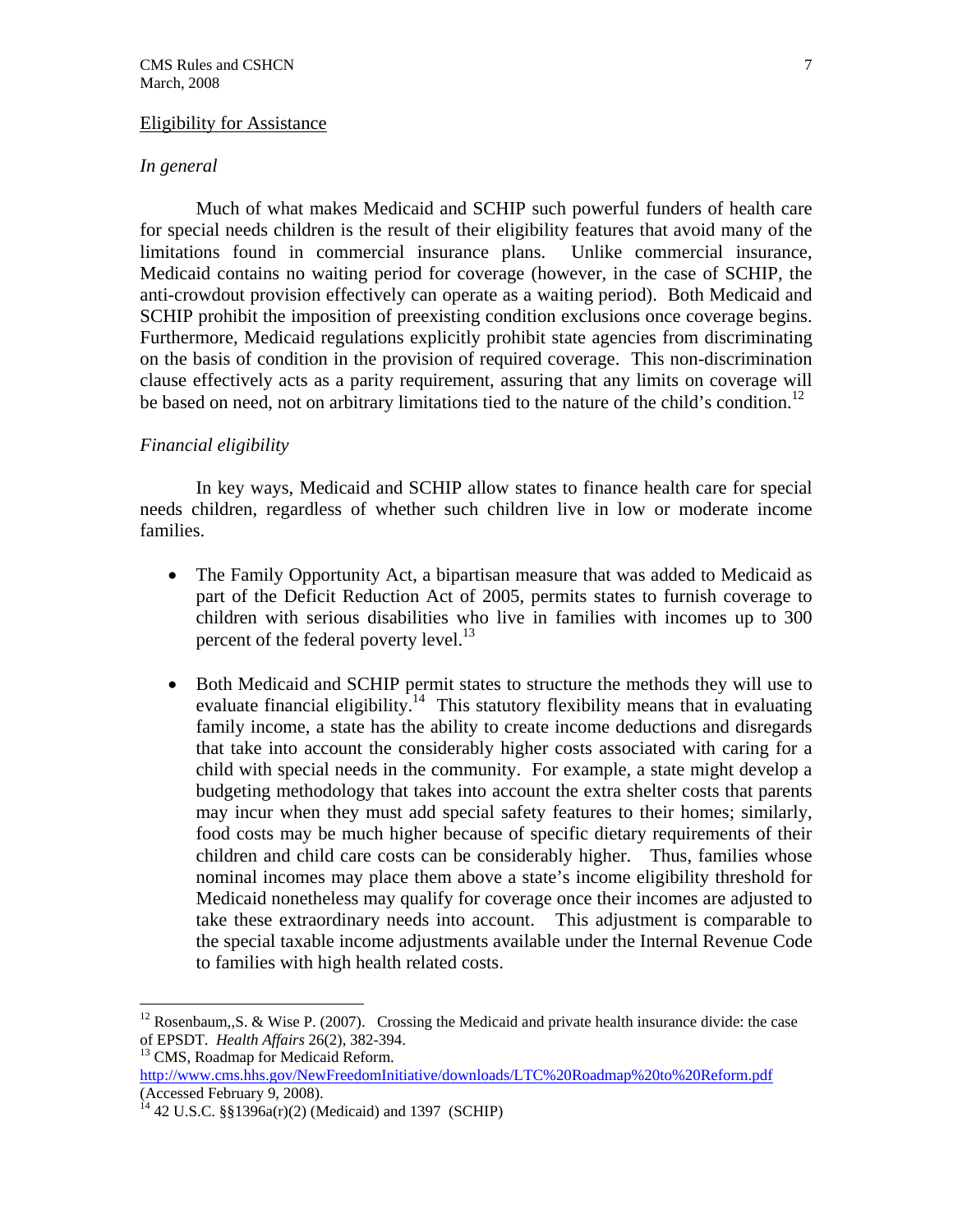## Eligibility for Assistance

*In general*

Much of what makes Medicaid and SCHIP such powerful funders of health care for special needs children is the result of their eligibility features that avoid many of the limitations found in commercial insurance plans. Unlike commercial insurance, Medicaid contains no waiting period for coverage (however, in the case of SCHIP, the anti-crowdout provision effectively can operate as a waiting period). Both Medicaid and SCHIP prohibit the imposition of preexisting condition exclusions once coverage begins. Furthermore, Medicaid regulations explicitly prohibit state agencies from discriminating on the basis of condition in the provision of required coverage. This non-discrimination clause effectively acts as a parity requirement, assuring that any limits on coverage will be based on need, not on arbitrary limitations tied to the nature of the child's condition.[12]

*Financial eligibility*

In key ways, Medicaid and SCHIP allow states to finance health care for special needs children, regardless of whether such children live in low or moderate income families.

- The Family Opportunity Act, a bipartisan measure that was added to Medicaid as part of the Deficit Reduction Act of 2005, permits states to furnish coverage to children with serious disabilities who live in families with incomes up to 300 percent of the federal poverty level.[13]

- Both Medicaid and SCHIP permit states to structure the methods they will use to evaluate financial eligibility.[14] This statutory flexibility means that in evaluating family income, a state has the ability to create income deductions and disregards that take into account the considerably higher costs associated with caring for a child with special needs in the community. For example, a state might develop a budgeting methodology that takes into account the extra shelter costs that parents may incur when they must add special safety features to their homes; similarly, food costs may be much higher because of specific dietary requirements of their children and child care costs can be considerably higher. Thus, families whose nominal incomes may place them above a state's income eligibility threshold for Medicaid nonetheless may qualify for coverage once their incomes are adjusted to take these extraordinary needs into account. This adjustment is comparable to the special taxable income adjustments available under the Internal Revenue Code to families with high health related costs.

---

[12] Rosenbaum,,S. & Wise P. (2007). Crossing the Medicaid and private health insurance divide: the case of EPSDT. *Health Affairs* 26(2), 382-394.

[13] CMS, Roadmap for Medicaid Reform. http://www.cms.hhs.gov/NewFreedomInitiative/downloads/LTC%20Roadmap%20to%20Reform.pdf (Accessed February 9, 2008).

[14] 42 U.S.C. §§1396a(r)(2) (Medicaid) and 1397 (SCHIP)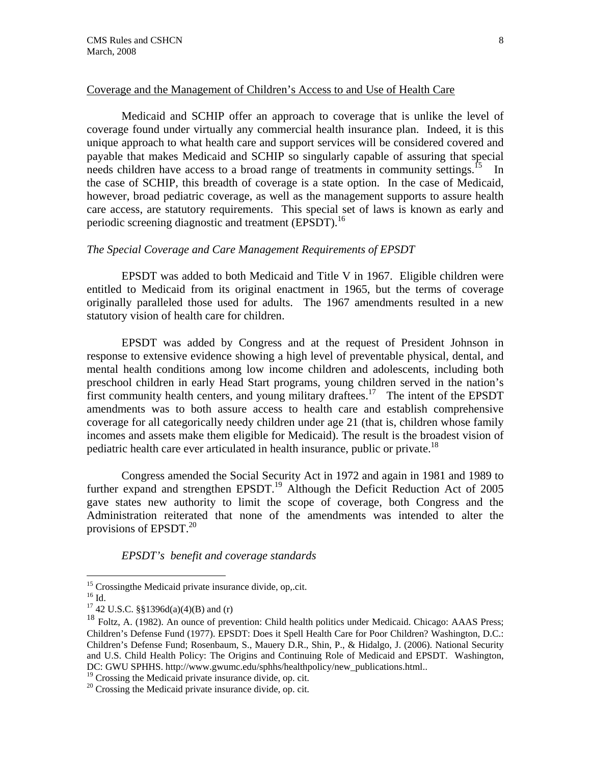## Coverage and the Management of Children's Access to and Use of Health Care

Medicaid and SCHIP offer an approach to coverage that is unlike the level of coverage found under virtually any commercial health insurance plan. Indeed, it is this unique approach to what health care and support services will be considered covered and payable that makes Medicaid and SCHIP so singularly capable of assuring that special needs children have access to a broad range of treatments in community settings.[15] In the case of SCHIP, this breadth of coverage is a state option. In the case of Medicaid, however, broad pediatric coverage, as well as the management supports to assure health care access, are statutory requirements. This special set of laws is known as early and periodic screening diagnostic and treatment (EPSDT).[16]

### *The Special Coverage and Care Management Requirements of EPSDT*

EPSDT was added to both Medicaid and Title V in 1967. Eligible children were entitled to Medicaid from its original enactment in 1965, but the terms of coverage originally paralleled those used for adults. The 1967 amendments resulted in a new statutory vision of health care for children.

EPSDT was added by Congress and at the request of President Johnson in response to extensive evidence showing a high level of preventable physical, dental, and mental health conditions among low income children and adolescents, including both preschool children in early Head Start programs, young children served in the nation's first community health centers, and young military draftees.[17] The intent of the EPSDT amendments was to both assure access to health care and establish comprehensive coverage for all categorically needy children under age 21 (that is, children whose family incomes and assets make them eligible for Medicaid). The result is the broadest vision of pediatric health care ever articulated in health insurance, public or private.[18]

Congress amended the Social Security Act in 1972 and again in 1981 and 1989 to further expand and strengthen EPSDT.[19] Although the Deficit Reduction Act of 2005 gave states new authority to limit the scope of coverage, both Congress and the Administration reiterated that none of the amendments was intended to alter the provisions of EPSDT.[20]

#### *EPSDT's benefit and coverage standards*

---

[15] Crossingthe Medicaid private insurance divide, op,.cit.

[16] Id.

[17] 42 U.S.C. §§1396d(a)(4)(B) and (r)

[18] Foltz, A. (1982). An ounce of prevention: Child health politics under Medicaid. Chicago: AAAS Press; Children's Defense Fund (1977). EPSDT: Does it Spell Health Care for Poor Children? Washington, D.C.: Children's Defense Fund; Rosenbaum, S., Mauery D.R., Shin, P., & Hidalgo, J. (2006). National Security and U.S. Child Health Policy: The Origins and Continuing Role of Medicaid and EPSDT. Washington, DC: GWU SPHHS. http://www.gwumc.edu/sphhs/healthpolicy/new_publications.html..

[19] Crossing the Medicaid private insurance divide, op. cit.

[20] Crossing the Medicaid private insurance divide, op. cit.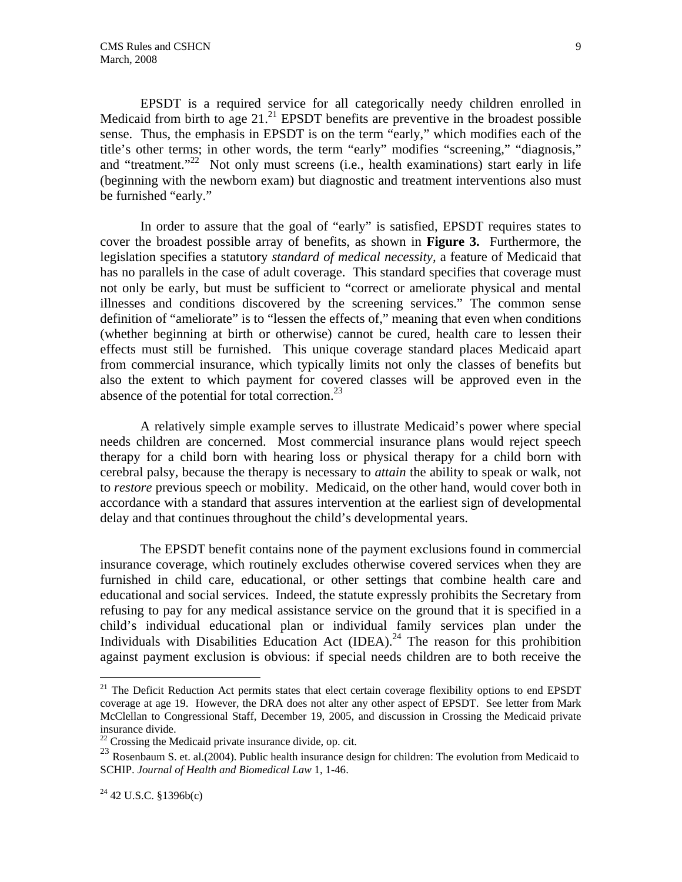EPSDT is a required service for all categorically needy children enrolled in Medicaid from birth to age 21.[21] EPSDT benefits are preventive in the broadest possible sense. Thus, the emphasis in EPSDT is on the term "early," which modifies each of the title's other terms; in other words, the term "early" modifies "screening," "diagnosis," and "treatment."[22] Not only must screens (i.e., health examinations) start early in life (beginning with the newborn exam) but diagnostic and treatment interventions also must be furnished "early."

In order to assure that the goal of "early" is satisfied, EPSDT requires states to cover the broadest possible array of benefits, as shown in **Figure 3.** Furthermore, the legislation specifies a statutory *standard of medical necessity*, a feature of Medicaid that has no parallels in the case of adult coverage. This standard specifies that coverage must not only be early, but must be sufficient to "correct or ameliorate physical and mental illnesses and conditions discovered by the screening services." The common sense definition of "ameliorate" is to "lessen the effects of," meaning that even when conditions (whether beginning at birth or otherwise) cannot be cured, health care to lessen their effects must still be furnished. This unique coverage standard places Medicaid apart from commercial insurance, which typically limits not only the classes of benefits but also the extent to which payment for covered classes will be approved even in the absence of the potential for total correction.[23]

A relatively simple example serves to illustrate Medicaid's power where special needs children are concerned. Most commercial insurance plans would reject speech therapy for a child born with hearing loss or physical therapy for a child born with cerebral palsy, because the therapy is necessary to *attain* the ability to speak or walk, not to *restore* previous speech or mobility. Medicaid, on the other hand, would cover both in accordance with a standard that assures intervention at the earliest sign of developmental delay and that continues throughout the child's developmental years.

The EPSDT benefit contains none of the payment exclusions found in commercial insurance coverage, which routinely excludes otherwise covered services when they are furnished in child care, educational, or other settings that combine health care and educational and social services. Indeed, the statute expressly prohibits the Secretary from refusing to pay for any medical assistance service on the ground that it is specified in a child's individual educational plan or individual family services plan under the Individuals with Disabilities Education Act (IDEA).[24] The reason for this prohibition against payment exclusion is obvious: if special needs children are to both receive the

---

[21] The Deficit Reduction Act permits states that elect certain coverage flexibility options to end EPSDT coverage at age 19. However, the DRA does not alter any other aspect of EPSDT. See letter from Mark McClellan to Congressional Staff, December 19, 2005, and discussion in Crossing the Medicaid private insurance divide.

[22] Crossing the Medicaid private insurance divide, op. cit.

[23] Rosenbaum S. et. al.(2004). Public health insurance design for children: The evolution from Medicaid to SCHIP. *Journal of Health and Biomedical Law* 1, 1-46.

[24] 42 U.S.C. §1396b(c)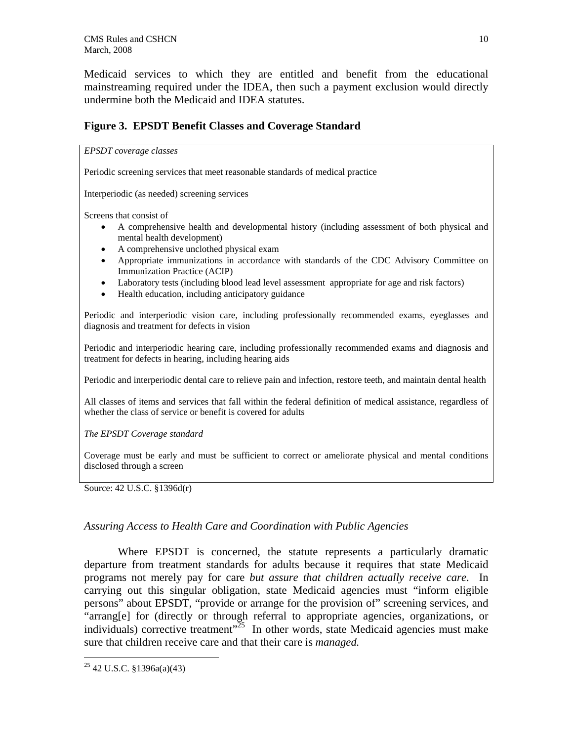Medicaid services to which they are entitled and benefit from the educational mainstreaming required under the IDEA, then such a payment exclusion would directly undermine both the Medicaid and IDEA statutes.

**Figure 3. EPSDT Benefit Classes and Coverage Standard**

*EPSDT coverage classes*

Periodic screening services that meet reasonable standards of medical practice

Interperiodic (as needed) screening services

Screens that consist of

- A comprehensive health and developmental history (including assessment of both physical and mental health development)
- A comprehensive unclothed physical exam
- Appropriate immunizations in accordance with standards of the CDC Advisory Committee on Immunization Practice (ACIP)
- Laboratory tests (including blood lead level assessment appropriate for age and risk factors)
- Health education, including anticipatory guidance

Periodic and interperiodic vision care, including professionally recommended exams, eyeglasses and diagnosis and treatment for defects in vision

Periodic and interperiodic hearing care, including professionally recommended exams and diagnosis and treatment for defects in hearing, including hearing aids

Periodic and interperiodic dental care to relieve pain and infection, restore teeth, and maintain dental health

All classes of items and services that fall within the federal definition of medical assistance, regardless of whether the class of service or benefit is covered for adults

*The EPSDT Coverage standard*

Coverage must be early and must be sufficient to correct or ameliorate physical and mental conditions disclosed through a screen

Source: 42 U.S.C. §1396d(r)

*Assuring Access to Health Care and Coordination with Public Agencies*

Where EPSDT is concerned, the statute represents a particularly dramatic departure from treatment standards for adults because it requires that state Medicaid programs not merely pay for care *but assure that children actually receive care*. In carrying out this singular obligation, state Medicaid agencies must "inform eligible persons" about EPSDT, "provide or arrange for the provision of" screening services, and "arrang[e] for (directly or through referral to appropriate agencies, organizations, or individuals) corrective treatment"[25] In other words, state Medicaid agencies must make sure that children receive care and that their care is *managed.*

[25] 42 U.S.C. §1396a(a)(43)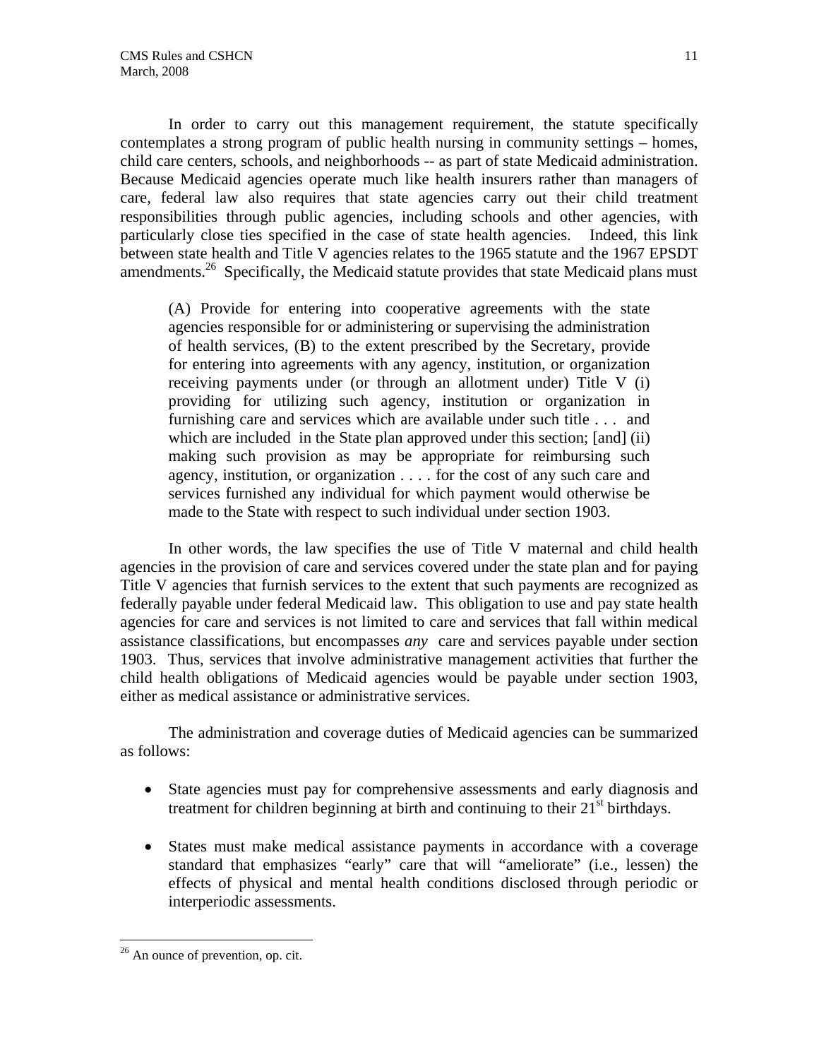In order to carry out this management requirement, the statute specifically contemplates a strong program of public health nursing in community settings – homes, child care centers, schools, and neighborhoods -- as part of state Medicaid administration. Because Medicaid agencies operate much like health insurers rather than managers of care, federal law also requires that state agencies carry out their child treatment responsibilities through public agencies, including schools and other agencies, with particularly close ties specified in the case of state health agencies. Indeed, this link between state health and Title V agencies relates to the 1965 statute and the 1967 EPSDT amendments.[26] Specifically, the Medicaid statute provides that state Medicaid plans must

> (A) Provide for entering into cooperative agreements with the state agencies responsible for or administering or supervising the administration of health services, (B) to the extent prescribed by the Secretary, provide for entering into agreements with any agency, institution, or organization receiving payments under (or through an allotment under) Title V (i) providing for utilizing such agency, institution or organization in furnishing care and services which are available under such title . . . and which are included in the State plan approved under this section; [and] (ii) making such provision as may be appropriate for reimbursing such agency, institution, or organization . . . . for the cost of any such care and services furnished any individual for which payment would otherwise be made to the State with respect to such individual under section 1903.

In other words, the law specifies the use of Title V maternal and child health agencies in the provision of care and services covered under the state plan and for paying Title V agencies that furnish services to the extent that such payments are recognized as federally payable under federal Medicaid law. This obligation to use and pay state health agencies for care and services is not limited to care and services that fall within medical assistance classifications, but encompasses *any* care and services payable under section 1903. Thus, services that involve administrative management activities that further the child health obligations of Medicaid agencies would be payable under section 1903, either as medical assistance or administrative services.

The administration and coverage duties of Medicaid agencies can be summarized as follows:

- State agencies must pay for comprehensive assessments and early diagnosis and treatment for children beginning at birth and continuing to their 21st birthdays.
- States must make medical assistance payments in accordance with a coverage standard that emphasizes "early" care that will "ameliorate" (i.e., lessen) the effects of physical and mental health conditions disclosed through periodic or interperiodic assessments.

---

[26] An ounce of prevention, op. cit.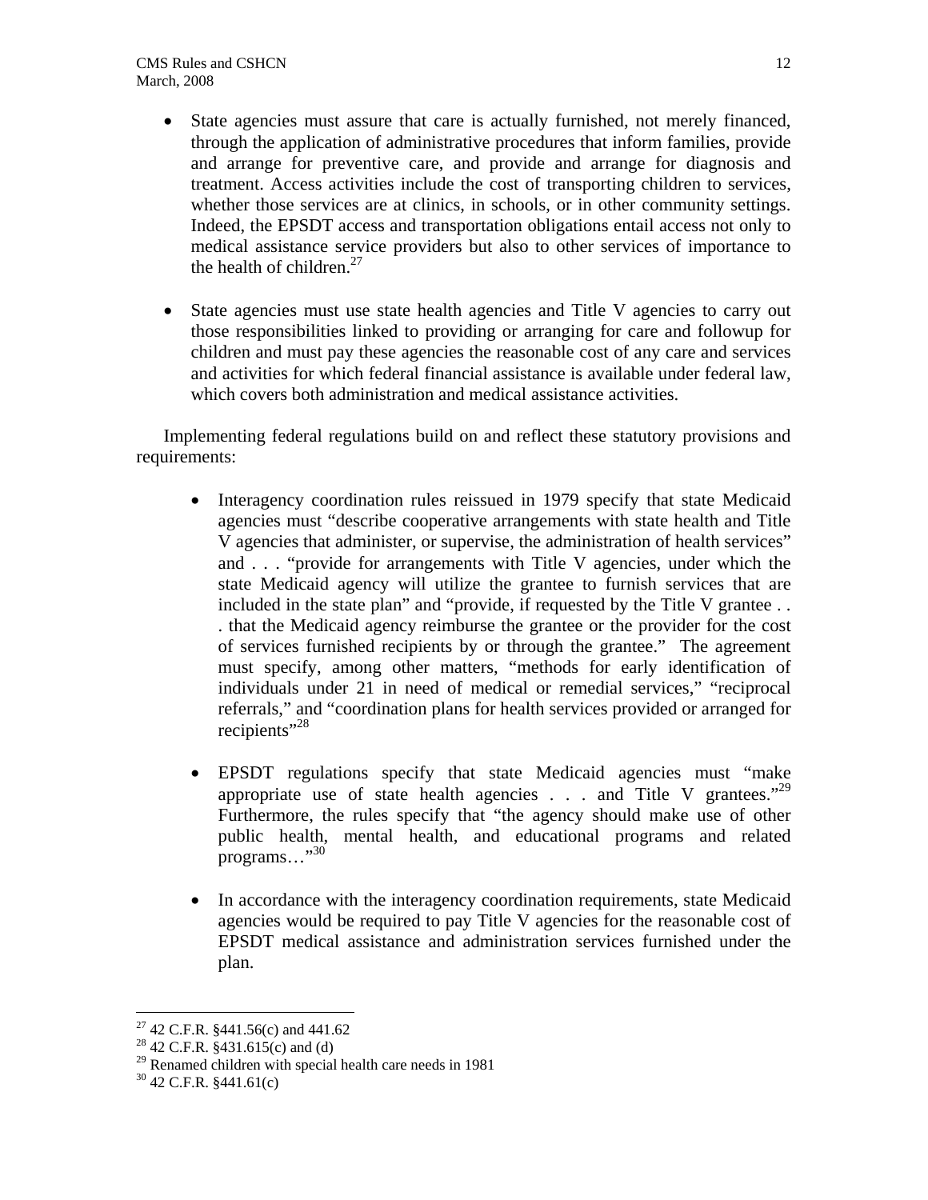- State agencies must assure that care is actually furnished, not merely financed, through the application of administrative procedures that inform families, provide and arrange for preventive care, and provide and arrange for diagnosis and treatment. Access activities include the cost of transporting children to services, whether those services are at clinics, in schools, or in other community settings. Indeed, the EPSDT access and transportation obligations entail access not only to medical assistance service providers but also to other services of importance to the health of children.[27]

- State agencies must use state health agencies and Title V agencies to carry out those responsibilities linked to providing or arranging for care and followup for children and must pay these agencies the reasonable cost of any care and services and activities for which federal financial assistance is available under federal law, which covers both administration and medical assistance activities.

Implementing federal regulations build on and reflect these statutory provisions and requirements:

- Interagency coordination rules reissued in 1979 specify that state Medicaid agencies must "describe cooperative arrangements with state health and Title V agencies that administer, or supervise, the administration of health services" and . . . "provide for arrangements with Title V agencies, under which the state Medicaid agency will utilize the grantee to furnish services that are included in the state plan" and "provide, if requested by the Title V grantee . . . that the Medicaid agency reimburse the grantee or the provider for the cost of services furnished recipients by or through the grantee." The agreement must specify, among other matters, "methods for early identification of individuals under 21 in need of medical or remedial services," "reciprocal referrals," and "coordination plans for health services provided or arranged for recipients"[28]

- EPSDT regulations specify that state Medicaid agencies must "make appropriate use of state health agencies . . . and Title V grantees."[29] Furthermore, the rules specify that "the agency should make use of other public health, mental health, and educational programs and related programs…"[30]

- In accordance with the interagency coordination requirements, state Medicaid agencies would be required to pay Title V agencies for the reasonable cost of EPSDT medical assistance and administration services furnished under the plan.

---

[27] 42 C.F.R. §441.56(c) and 441.62
[28] 42 C.F.R. §431.615(c) and (d)
[29] Renamed children with special health care needs in 1981
[30] 42 C.F.R. §441.61(c)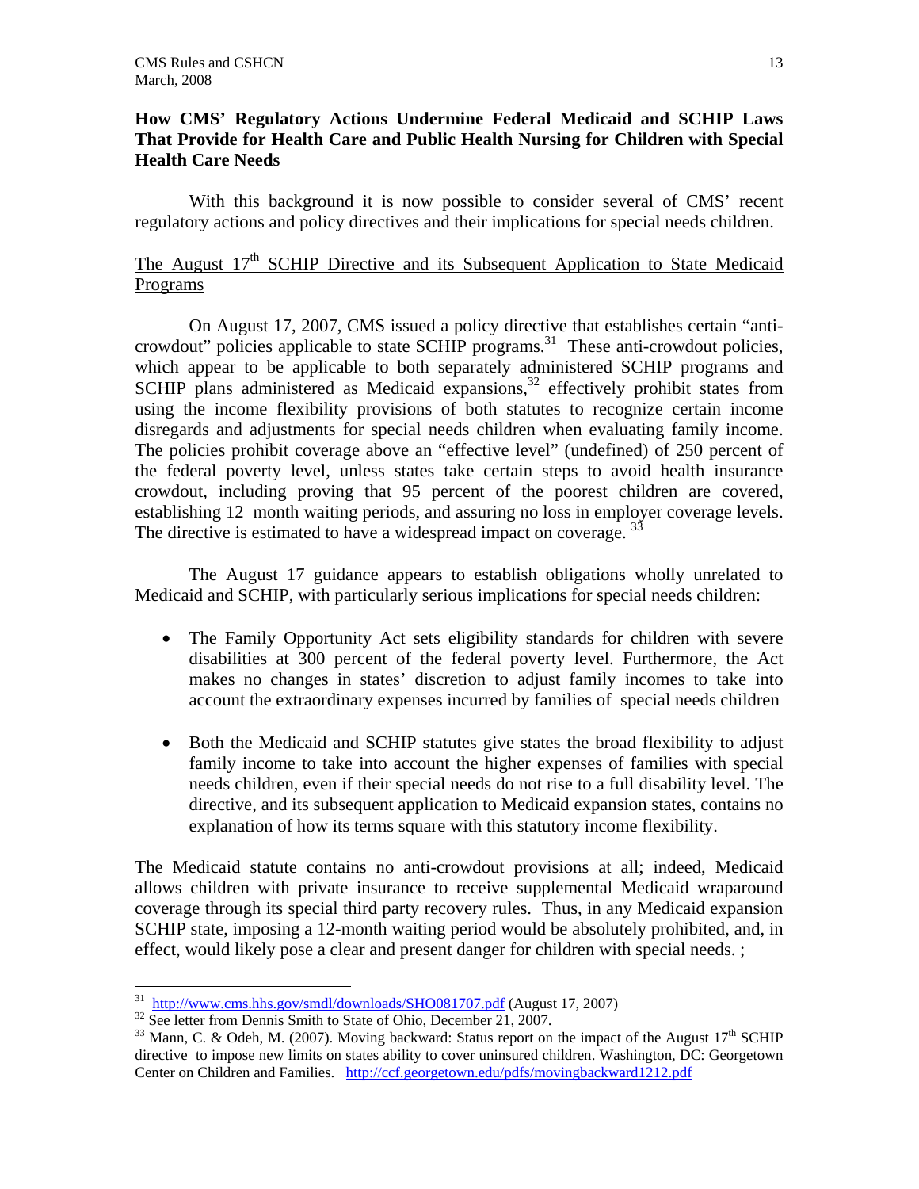## How CMS' Regulatory Actions Undermine Federal Medicaid and SCHIP Laws That Provide for Health Care and Public Health Nursing for Children with Special Health Care Needs

With this background it is now possible to consider several of CMS' recent regulatory actions and policy directives and their implications for special needs children.

### The August 17th SCHIP Directive and its Subsequent Application to State Medicaid Programs

On August 17, 2007, CMS issued a policy directive that establishes certain "anti-crowdout" policies applicable to state SCHIP programs.[31] These anti-crowdout policies, which appear to be applicable to both separately administered SCHIP programs and SCHIP plans administered as Medicaid expansions,[32] effectively prohibit states from using the income flexibility provisions of both statutes to recognize certain income disregards and adjustments for special needs children when evaluating family income. The policies prohibit coverage above an "effective level" (undefined) of 250 percent of the federal poverty level, unless states take certain steps to avoid health insurance crowdout, including proving that 95 percent of the poorest children are covered, establishing 12 month waiting periods, and assuring no loss in employer coverage levels. The directive is estimated to have a widespread impact on coverage.[33]

The August 17 guidance appears to establish obligations wholly unrelated to Medicaid and SCHIP, with particularly serious implications for special needs children:

- The Family Opportunity Act sets eligibility standards for children with severe disabilities at 300 percent of the federal poverty level. Furthermore, the Act makes no changes in states' discretion to adjust family incomes to take into account the extraordinary expenses incurred by families of special needs children

- Both the Medicaid and SCHIP statutes give states the broad flexibility to adjust family income to take into account the higher expenses of families with special needs children, even if their special needs do not rise to a full disability level. The directive, and its subsequent application to Medicaid expansion states, contains no explanation of how its terms square with this statutory income flexibility.

The Medicaid statute contains no anti-crowdout provisions at all; indeed, Medicaid allows children with private insurance to receive supplemental Medicaid wraparound coverage through its special third party recovery rules. Thus, in any Medicaid expansion SCHIP state, imposing a 12-month waiting period would be absolutely prohibited, and, in effect, would likely pose a clear and present danger for children with special needs. ;

---

[31] http://www.cms.hhs.gov/smdl/downloads/SHO081707.pdf (August 17, 2007)

[32] See letter from Dennis Smith to State of Ohio, December 21, 2007.

[33] Mann, C. & Odeh, M. (2007). Moving backward: Status report on the impact of the August 17th SCHIP directive to impose new limits on states ability to cover uninsured children. Washington, DC: Georgetown Center on Children and Families. http://ccf.georgetown.edu/pdfs/movingbackward1212.pdf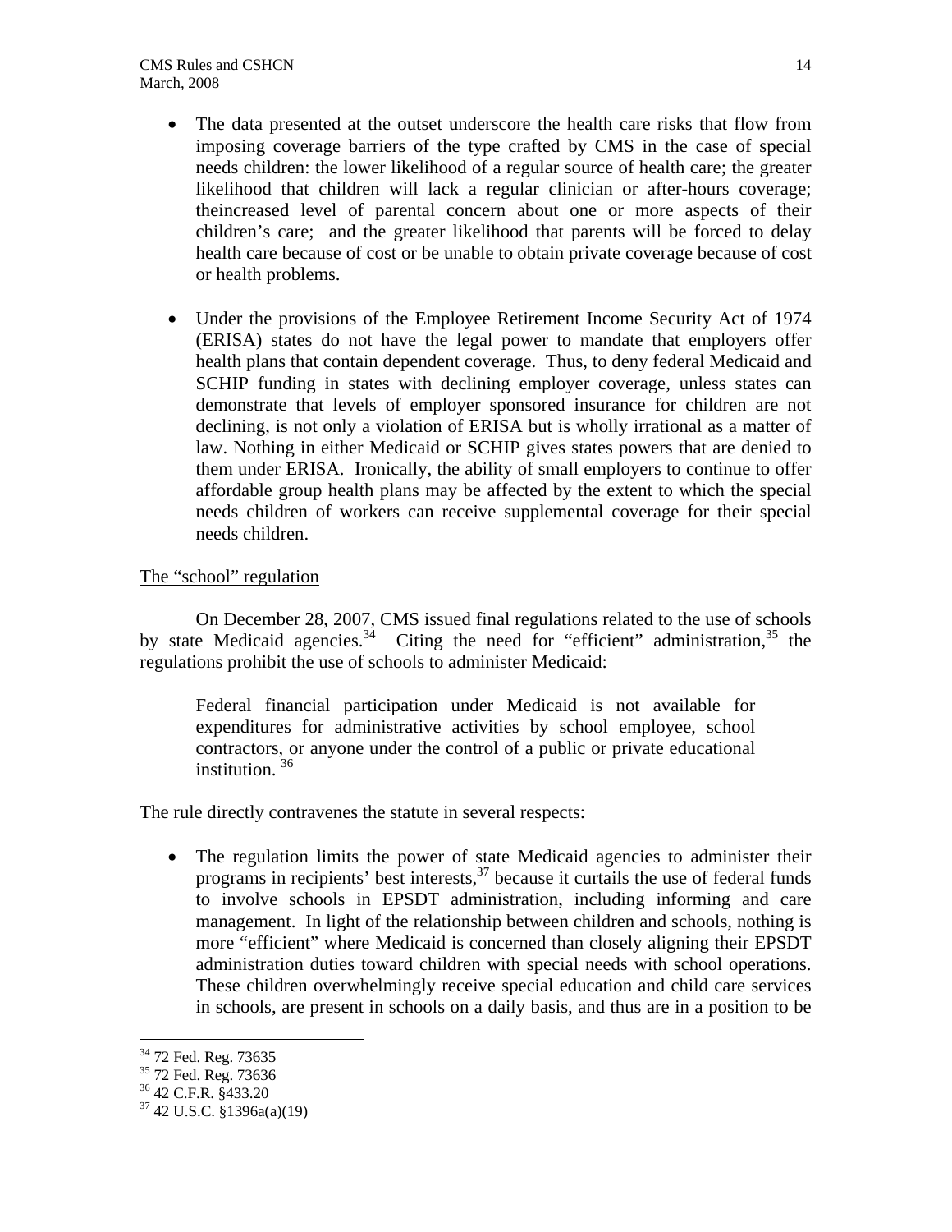- The data presented at the outset underscore the health care risks that flow from imposing coverage barriers of the type crafted by CMS in the case of special needs children: the lower likelihood of a regular source of health care; the greater likelihood that children will lack a regular clinician or after-hours coverage; theincreased level of parental concern about one or more aspects of their children's care; and the greater likelihood that parents will be forced to delay health care because of cost or be unable to obtain private coverage because of cost or health problems.

- Under the provisions of the Employee Retirement Income Security Act of 1974 (ERISA) states do not have the legal power to mandate that employers offer health plans that contain dependent coverage. Thus, to deny federal Medicaid and SCHIP funding in states with declining employer coverage, unless states can demonstrate that levels of employer sponsored insurance for children are not declining, is not only a violation of ERISA but is wholly irrational as a matter of law. Nothing in either Medicaid or SCHIP gives states powers that are denied to them under ERISA. Ironically, the ability of small employers to continue to offer affordable group health plans may be affected by the extent to which the special needs children of workers can receive supplemental coverage for their special needs children.

<u>The "school" regulation</u>

On December 28, 2007, CMS issued final regulations related to the use of schools by state Medicaid agencies.[34] Citing the need for "efficient" administration,[35] the regulations prohibit the use of schools to administer Medicaid:

> Federal financial participation under Medicaid is not available for expenditures for administrative activities by school employee, school contractors, or anyone under the control of a public or private educational institution. [36]

The rule directly contravenes the statute in several respects:

- The regulation limits the power of state Medicaid agencies to administer their programs in recipients' best interests,[37] because it curtails the use of federal funds to involve schools in EPSDT administration, including informing and care management. In light of the relationship between children and schools, nothing is more "efficient" where Medicaid is concerned than closely aligning their EPSDT administration duties toward children with special needs with school operations. These children overwhelmingly receive special education and child care services in schools, are present in schools on a daily basis, and thus are in a position to be

---

[34] 72 Fed. Reg. 73635
[35] 72 Fed. Reg. 73636
[36] 42 C.F.R. §433.20
[37] 42 U.S.C. §1396a(a)(19)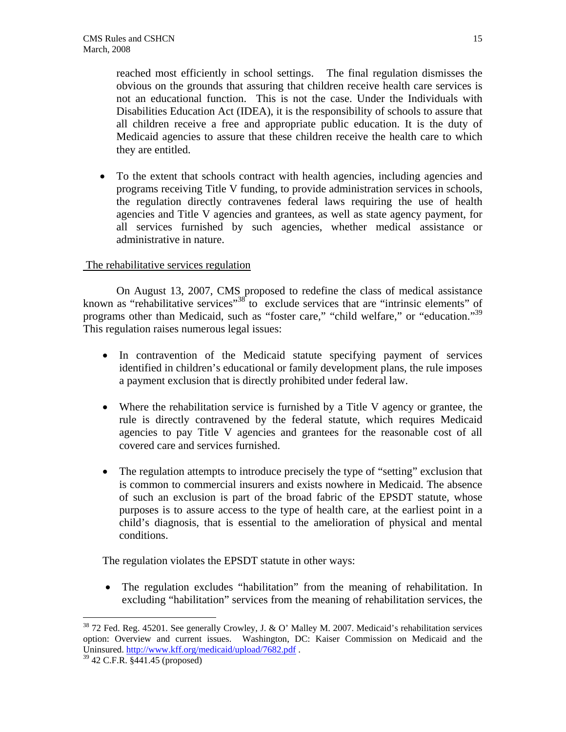reached most efficiently in school settings. The final regulation dismisses the obvious on the grounds that assuring that children receive health care services is not an educational function. This is not the case. Under the Individuals with Disabilities Education Act (IDEA), it is the responsibility of schools to assure that all children receive a free and appropriate public education. It is the duty of Medicaid agencies to assure that these children receive the health care to which they are entitled.

- To the extent that schools contract with health agencies, including agencies and programs receiving Title V funding, to provide administration services in schools, the regulation directly contravenes federal laws requiring the use of health agencies and Title V agencies and grantees, as well as state agency payment, for all services furnished by such agencies, whether medical assistance or administrative in nature.

<u>The rehabilitative services regulation</u>

On August 13, 2007, CMS proposed to redefine the class of medical assistance known as "rehabilitative services"[38] to exclude services that are "intrinsic elements" of programs other than Medicaid, such as "foster care," "child welfare," or "education."[39] This regulation raises numerous legal issues:

- In contravention of the Medicaid statute specifying payment of services identified in children's educational or family development plans, the rule imposes a payment exclusion that is directly prohibited under federal law.

- Where the rehabilitation service is furnished by a Title V agency or grantee, the rule is directly contravened by the federal statute, which requires Medicaid agencies to pay Title V agencies and grantees for the reasonable cost of all covered care and services furnished.

- The regulation attempts to introduce precisely the type of "setting" exclusion that is common to commercial insurers and exists nowhere in Medicaid. The absence of such an exclusion is part of the broad fabric of the EPSDT statute, whose purposes is to assure access to the type of health care, at the earliest point in a child's diagnosis, that is essential to the amelioration of physical and mental conditions.

The regulation violates the EPSDT statute in other ways:

- The regulation excludes "habilitation" from the meaning of rehabilitation. In excluding "habilitation" services from the meaning of rehabilitation services, the

---

[38] 72 Fed. Reg. 45201. See generally Crowley, J. & O' Malley M. 2007. Medicaid's rehabilitation services option: Overview and current issues. Washington, DC: Kaiser Commission on Medicaid and the Uninsured. http://www.kff.org/medicaid/upload/7682.pdf .

[39] 42 C.F.R. §441.45 (proposed)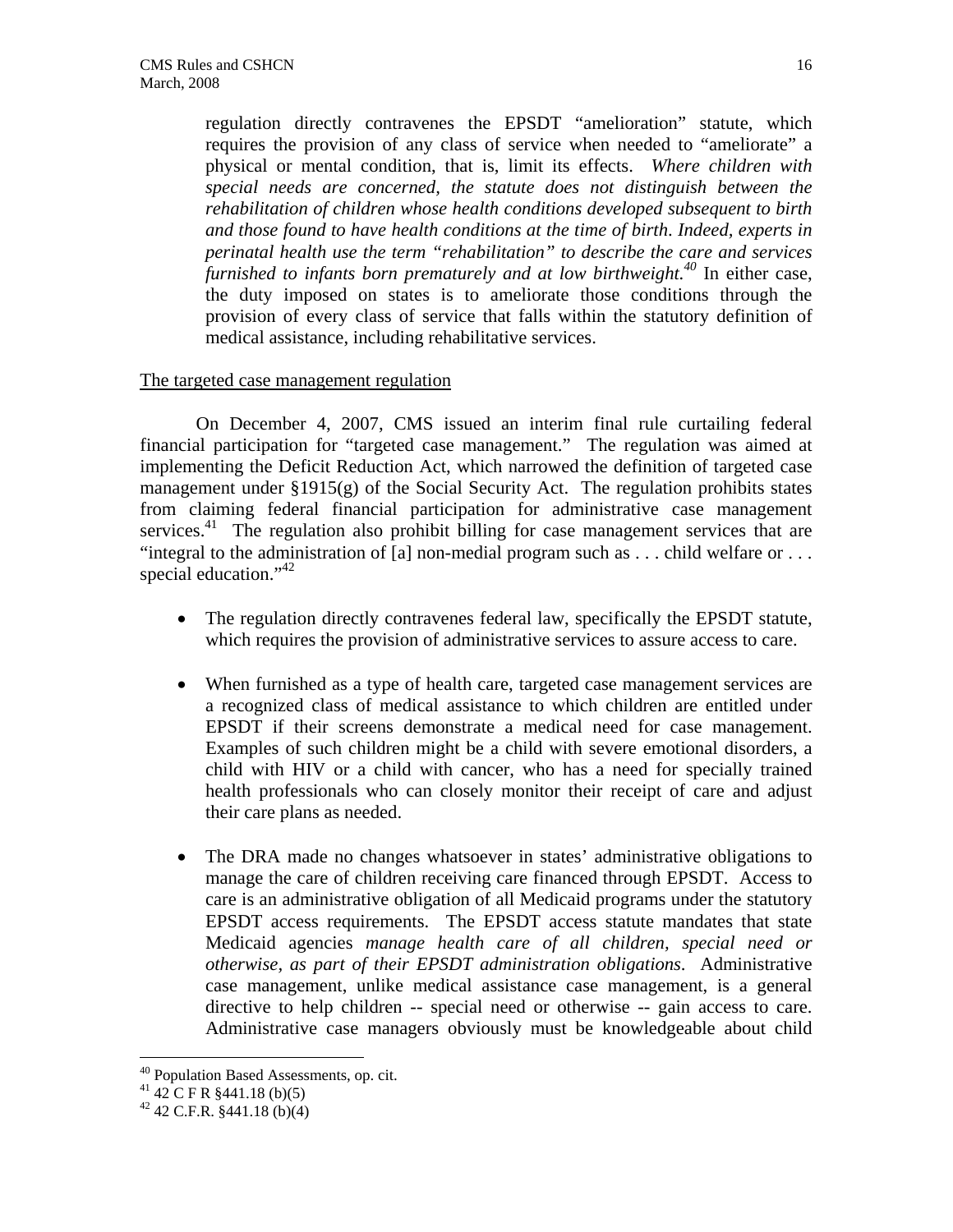regulation directly contravenes the EPSDT "amelioration" statute, which requires the provision of any class of service when needed to "ameliorate" a physical or mental condition, that is, limit its effects. *Where children with special needs are concerned, the statute does not distinguish between the rehabilitation of children whose health conditions developed subsequent to birth and those found to have health conditions at the time of birth. Indeed, experts in perinatal health use the term "rehabilitation" to describe the care and services furnished to infants born prematurely and at low birthweight.*[40] In either case, the duty imposed on states is to ameliorate those conditions through the provision of every class of service that falls within the statutory definition of medical assistance, including rehabilitative services.

<u>The targeted case management regulation</u>

On December 4, 2007, CMS issued an interim final rule curtailing federal financial participation for "targeted case management." The regulation was aimed at implementing the Deficit Reduction Act, which narrowed the definition of targeted case management under §1915(g) of the Social Security Act. The regulation prohibits states from claiming federal financial participation for administrative case management services.[41] The regulation also prohibit billing for case management services that are "integral to the administration of [a] non-medial program such as . . . child welfare or . . . special education."[42]

- The regulation directly contravenes federal law, specifically the EPSDT statute, which requires the provision of administrative services to assure access to care.

- When furnished as a type of health care, targeted case management services are a recognized class of medical assistance to which children are entitled under EPSDT if their screens demonstrate a medical need for case management. Examples of such children might be a child with severe emotional disorders, a child with HIV or a child with cancer, who has a need for specially trained health professionals who can closely monitor their receipt of care and adjust their care plans as needed.

- The DRA made no changes whatsoever in states' administrative obligations to manage the care of children receiving care financed through EPSDT. Access to care is an administrative obligation of all Medicaid programs under the statutory EPSDT access requirements. The EPSDT access statute mandates that state Medicaid agencies *manage health care of all children, special need or otherwise, as part of their EPSDT administration obligations*. Administrative case management, unlike medical assistance case management, is a general directive to help children -- special need or otherwise -- gain access to care. Administrative case managers obviously must be knowledgeable about child

---

[40] Population Based Assessments, op. cit.

[41] 42 C F R §441.18 (b)(5)

[42] 42 C.F.R. §441.18 (b)(4)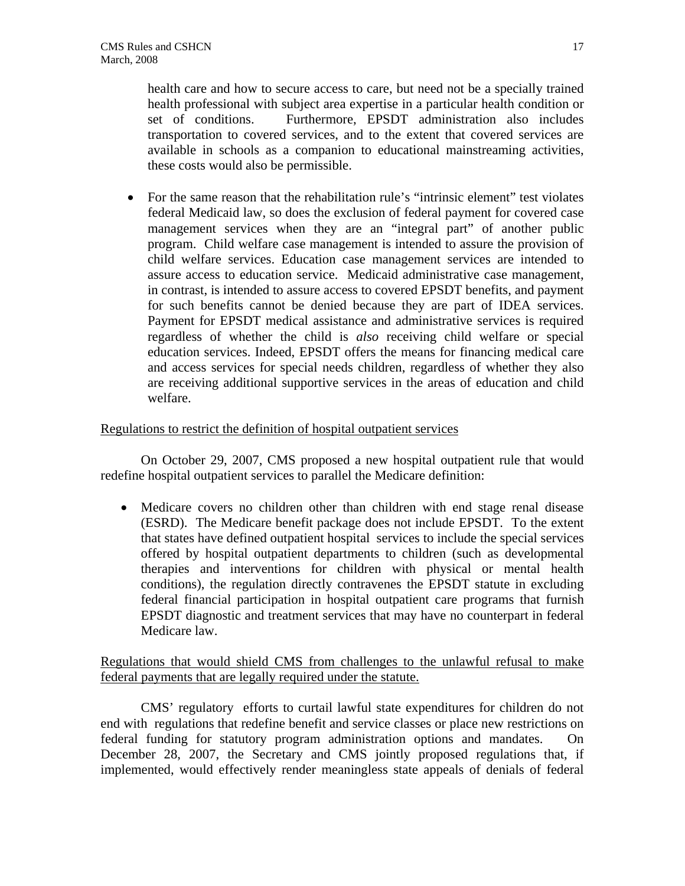health care and how to secure access to care, but need not be a specially trained health professional with subject area expertise in a particular health condition or set of conditions. Furthermore, EPSDT administration also includes transportation to covered services, and to the extent that covered services are available in schools as a companion to educational mainstreaming activities, these costs would also be permissible.

- For the same reason that the rehabilitation rule's "intrinsic element" test violates federal Medicaid law, so does the exclusion of federal payment for covered case management services when they are an "integral part" of another public program. Child welfare case management is intended to assure the provision of child welfare services. Education case management services are intended to assure access to education service. Medicaid administrative case management, in contrast, is intended to assure access to covered EPSDT benefits, and payment for such benefits cannot be denied because they are part of IDEA services. Payment for EPSDT medical assistance and administrative services is required regardless of whether the child is *also* receiving child welfare or special education services. Indeed, EPSDT offers the means for financing medical care and access services for special needs children, regardless of whether they also are receiving additional supportive services in the areas of education and child welfare.

<u>Regulations to restrict the definition of hospital outpatient services</u>

On October 29, 2007, CMS proposed a new hospital outpatient rule that would redefine hospital outpatient services to parallel the Medicare definition:

- Medicare covers no children other than children with end stage renal disease (ESRD). The Medicare benefit package does not include EPSDT. To the extent that states have defined outpatient hospital services to include the special services offered by hospital outpatient departments to children (such as developmental therapies and interventions for children with physical or mental health conditions), the regulation directly contravenes the EPSDT statute in excluding federal financial participation in hospital outpatient care programs that furnish EPSDT diagnostic and treatment services that may have no counterpart in federal Medicare law.

<u>Regulations that would shield CMS from challenges to the unlawful refusal to make federal payments that are legally required under the statute.</u>

CMS' regulatory efforts to curtail lawful state expenditures for children do not end with regulations that redefine benefit and service classes or place new restrictions on federal funding for statutory program administration options and mandates. On December 28, 2007, the Secretary and CMS jointly proposed regulations that, if implemented, would effectively render meaningless state appeals of denials of federal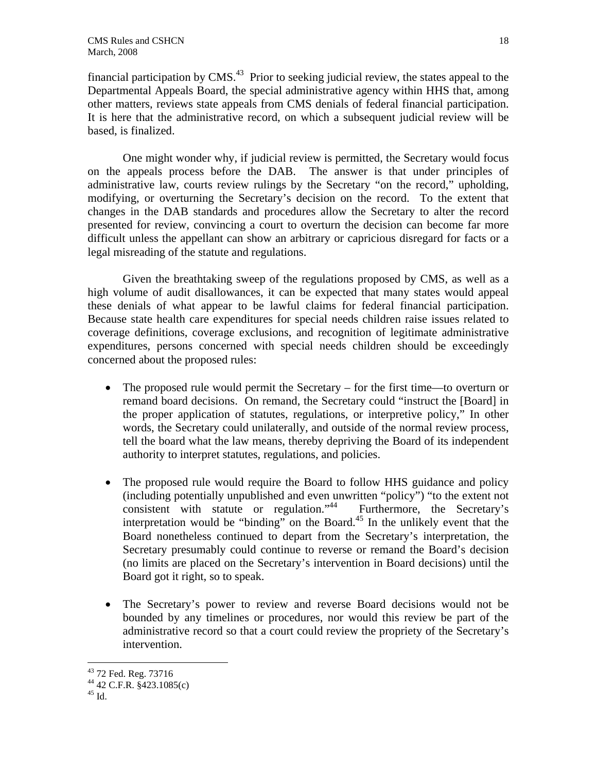financial participation by CMS.[43] Prior to seeking judicial review, the states appeal to the Departmental Appeals Board, the special administrative agency within HHS that, among other matters, reviews state appeals from CMS denials of federal financial participation. It is here that the administrative record, on which a subsequent judicial review will be based, is finalized.

One might wonder why, if judicial review is permitted, the Secretary would focus on the appeals process before the DAB. The answer is that under principles of administrative law, courts review rulings by the Secretary "on the record," upholding, modifying, or overturning the Secretary's decision on the record. To the extent that changes in the DAB standards and procedures allow the Secretary to alter the record presented for review, convincing a court to overturn the decision can become far more difficult unless the appellant can show an arbitrary or capricious disregard for facts or a legal misreading of the statute and regulations.

Given the breathtaking sweep of the regulations proposed by CMS, as well as a high volume of audit disallowances, it can be expected that many states would appeal these denials of what appear to be lawful claims for federal financial participation. Because state health care expenditures for special needs children raise issues related to coverage definitions, coverage exclusions, and recognition of legitimate administrative expenditures, persons concerned with special needs children should be exceedingly concerned about the proposed rules:

- The proposed rule would permit the Secretary – for the first time—to overturn or remand board decisions. On remand, the Secretary could "instruct the [Board] in the proper application of statutes, regulations, or interpretive policy," In other words, the Secretary could unilaterally, and outside of the normal review process, tell the board what the law means, thereby depriving the Board of its independent authority to interpret statutes, regulations, and policies.

- The proposed rule would require the Board to follow HHS guidance and policy (including potentially unpublished and even unwritten "policy") "to the extent not consistent with statute or regulation."[44] Furthermore, the Secretary's interpretation would be "binding" on the Board.[45] In the unlikely event that the Board nonetheless continued to depart from the Secretary's interpretation, the Secretary presumably could continue to reverse or remand the Board's decision (no limits are placed on the Secretary's intervention in Board decisions) until the Board got it right, so to speak.

- The Secretary's power to review and reverse Board decisions would not be bounded by any timelines or procedures, nor would this review be part of the administrative record so that a court could review the propriety of the Secretary's intervention.

[43] 72 Fed. Reg. 73716
[44] 42 C.F.R. §423.1085(c)
[45] Id.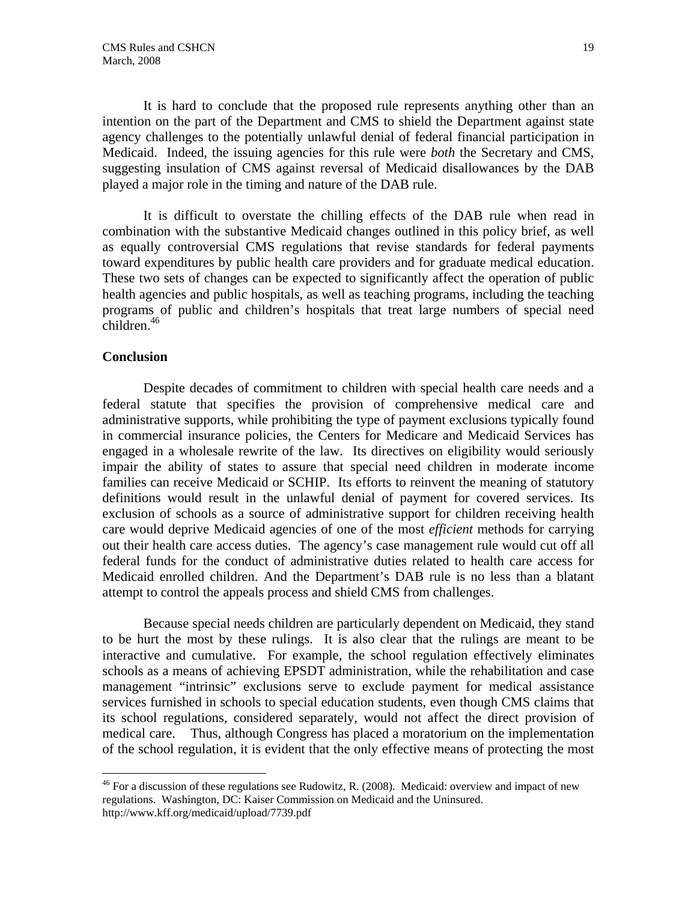It is hard to conclude that the proposed rule represents anything other than an intention on the part of the Department and CMS to shield the Department against state agency challenges to the potentially unlawful denial of federal financial participation in Medicaid. Indeed, the issuing agencies for this rule were *both* the Secretary and CMS, suggesting insulation of CMS against reversal of Medicaid disallowances by the DAB played a major role in the timing and nature of the DAB rule.

It is difficult to overstate the chilling effects of the DAB rule when read in combination with the substantive Medicaid changes outlined in this policy brief, as well as equally controversial CMS regulations that revise standards for federal payments toward expenditures by public health care providers and for graduate medical education. These two sets of changes can be expected to significantly affect the operation of public health agencies and public hospitals, as well as teaching programs, including the teaching programs of public and children's hospitals that treat large numbers of special need children.[46]

**Conclusion**

Despite decades of commitment to children with special health care needs and a federal statute that specifies the provision of comprehensive medical care and administrative supports, while prohibiting the type of payment exclusions typically found in commercial insurance policies, the Centers for Medicare and Medicaid Services has engaged in a wholesale rewrite of the law. Its directives on eligibility would seriously impair the ability of states to assure that special need children in moderate income families can receive Medicaid or SCHIP. Its efforts to reinvent the meaning of statutory definitions would result in the unlawful denial of payment for covered services. Its exclusion of schools as a source of administrative support for children receiving health care would deprive Medicaid agencies of one of the most *efficient* methods for carrying out their health care access duties. The agency's case management rule would cut off all federal funds for the conduct of administrative duties related to health care access for Medicaid enrolled children. And the Department's DAB rule is no less than a blatant attempt to control the appeals process and shield CMS from challenges.

Because special needs children are particularly dependent on Medicaid, they stand to be hurt the most by these rulings. It is also clear that the rulings are meant to be interactive and cumulative. For example, the school regulation effectively eliminates schools as a means of achieving EPSDT administration, while the rehabilitation and case management "intrinsic" exclusions serve to exclude payment for medical assistance services furnished in schools to special education students, even though CMS claims that its school regulations, considered separately, would not affect the direct provision of medical care. Thus, although Congress has placed a moratorium on the implementation of the school regulation, it is evident that the only effective means of protecting the most

---

[46] For a discussion of these regulations see Rudowitz, R. (2008). Medicaid: overview and impact of new regulations. Washington, DC: Kaiser Commission on Medicaid and the Uninsured. http://www.kff.org/medicaid/upload/7739.pdf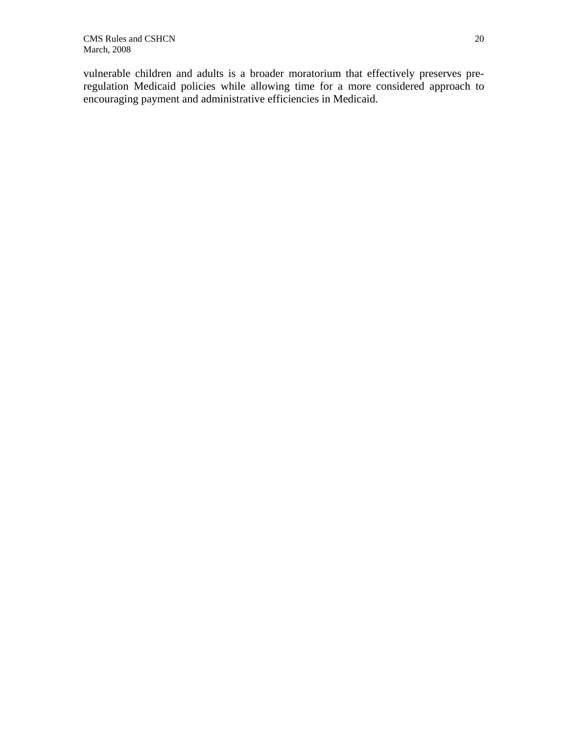vulnerable children and adults is a broader moratorium that effectively preserves pre-regulation Medicaid policies while allowing time for a more considered approach to encouraging payment and administrative efficiencies in Medicaid.